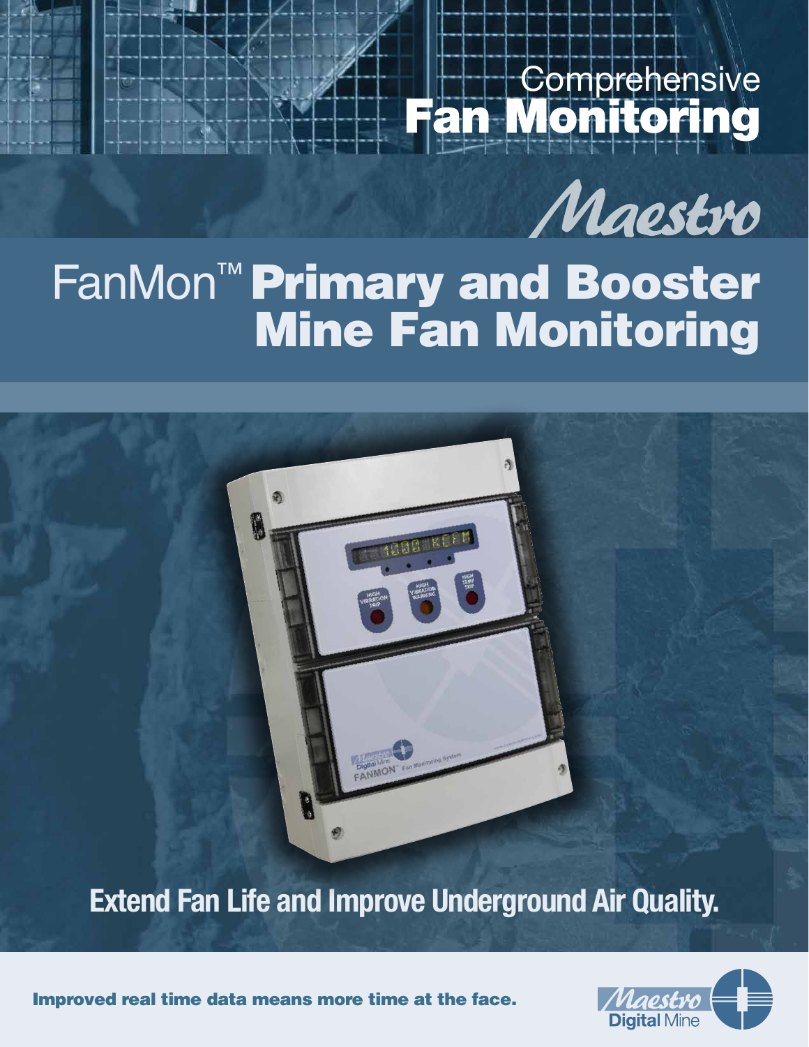# Comprehensive Fan Monitoring

*Maestro*

# FanMon™ Primary and Booster Mine Fan Monitoring

**Extend Fan Life and Improve Underground Air Quality.**

**Improved real time data means more time at the face.**

Maestro Digital Mine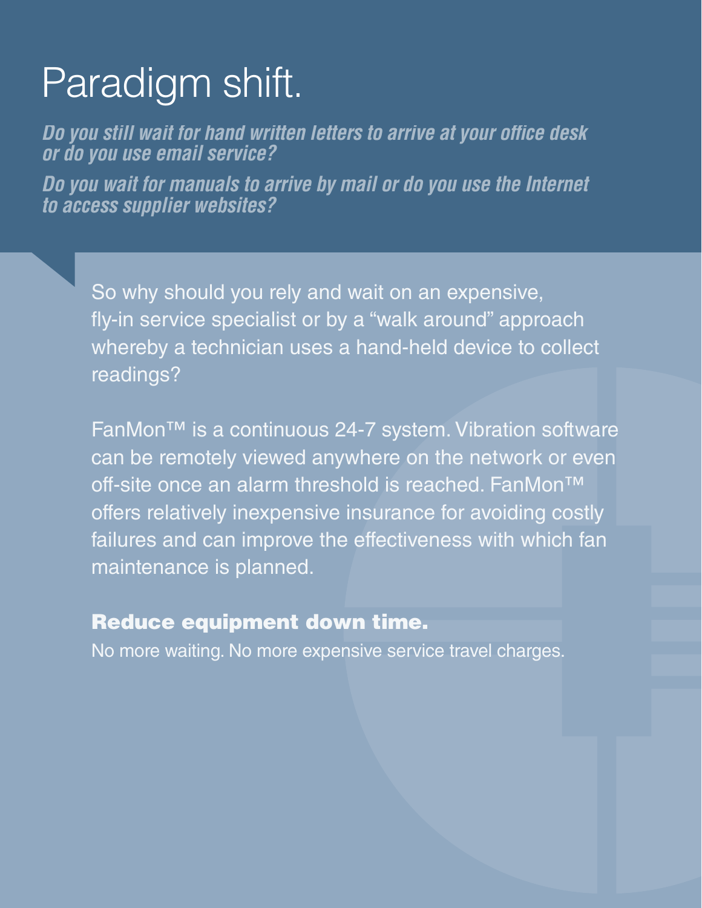# Paradigm shift.

***Do you still wait for hand written letters to arrive at your office desk or do you use email service?***

***Do you wait for manuals to arrive by mail or do you use the Internet to access supplier websites?***

So why should you rely and wait on an expensive, fly-in service specialist or by a “walk around” approach whereby a technician uses a hand-held device to collect readings?

FanMon™ is a continuous 24-7 system. Vibration software can be remotely viewed anywhere on the network or even off-site once an alarm threshold is reached. FanMon™ offers relatively inexpensive insurance for avoiding costly failures and can improve the effectiveness with which fan maintenance is planned.

**Reduce equipment down time.**

No more waiting. No more expensive service travel charges.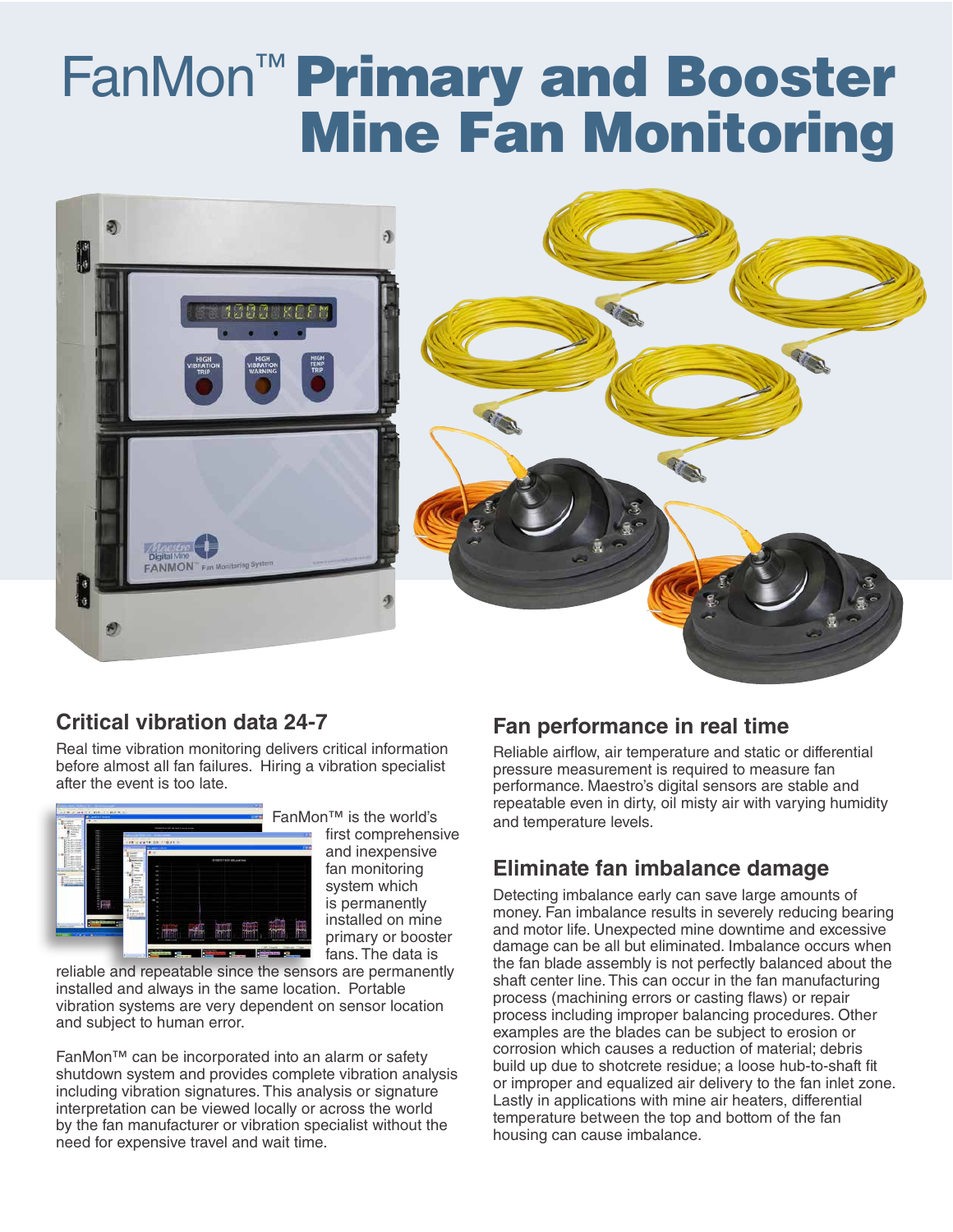# FanMon™ Primary and Booster Mine Fan Monitoring

## Critical vibration data 24-7

Real time vibration monitoring delivers critical information before almost all fan failures. Hiring a vibration specialist after the event is too late.

FanMon™ is the world's first comprehensive and inexpensive fan monitoring system which is permanently installed on mine primary or booster fans. The data is reliable and repeatable since the sensors are permanently installed and always in the same location. Portable vibration systems are very dependent on sensor location and subject to human error.

FanMon™ can be incorporated into an alarm or safety shutdown system and provides complete vibration analysis including vibration signatures. This analysis or signature interpretation can be viewed locally or across the world by the fan manufacturer or vibration specialist without the need for expensive travel and wait time.

## Fan performance in real time

Reliable airflow, air temperature and static or differential pressure measurement is required to measure fan performance. Maestro's digital sensors are stable and repeatable even in dirty, oil misty air with varying humidity and temperature levels.

## Eliminate fan imbalance damage

Detecting imbalance early can save large amounts of money. Fan imbalance results in severely reducing bearing and motor life. Unexpected mine downtime and excessive damage can be all but eliminated. Imbalance occurs when the fan blade assembly is not perfectly balanced about the shaft center line. This can occur in the fan manufacturing process (machining errors or casting flaws) or repair process including improper balancing procedures. Other examples are the blades can be subject to erosion or corrosion which causes a reduction of material; debris build up due to shotcrete residue; a loose hub-to-shaft fit or improper and equalized air delivery to the fan inlet zone. Lastly in applications with mine air heaters, differential temperature between the top and bottom of the fan housing can cause imbalance.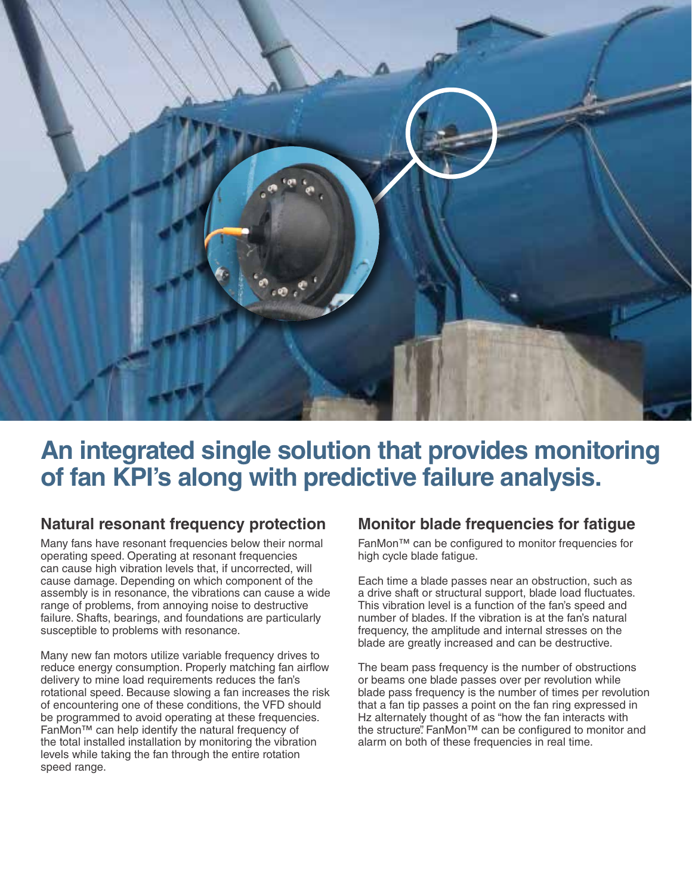# An integrated single solution that provides monitoring of fan KPI's along with predictive failure analysis.

## Natural resonant frequency protection

Many fans have resonant frequencies below their normal operating speed. Operating at resonant frequencies can cause high vibration levels that, if uncorrected, will cause damage. Depending on which component of the assembly is in resonance, the vibrations can cause a wide range of problems, from annoying noise to destructive failure. Shafts, bearings, and foundations are particularly susceptible to problems with resonance.

Many new fan motors utilize variable frequency drives to reduce energy consumption. Properly matching fan airflow delivery to mine load requirements reduces the fan's rotational speed. Because slowing a fan increases the risk of encountering one of these conditions, the VFD should be programmed to avoid operating at these frequencies. FanMon™ can help identify the natural frequency of the total installed installation by monitoring the vibration levels while taking the fan through the entire rotation speed range.

## Monitor blade frequencies for fatigue

FanMon™ can be configured to monitor frequencies for high cycle blade fatigue.

Each time a blade passes near an obstruction, such as a drive shaft or structural support, blade load fluctuates. This vibration level is a function of the fan's speed and number of blades. If the vibration is at the fan's natural frequency, the amplitude and internal stresses on the blade are greatly increased and can be destructive.

The beam pass frequency is the number of obstructions or beams one blade passes over per revolution while blade pass frequency is the number of times per revolution that a fan tip passes a point on the fan ring expressed in Hz alternately thought of as "how the fan interacts with the structure". FanMon™ can be configured to monitor and alarm on both of these frequencies in real time.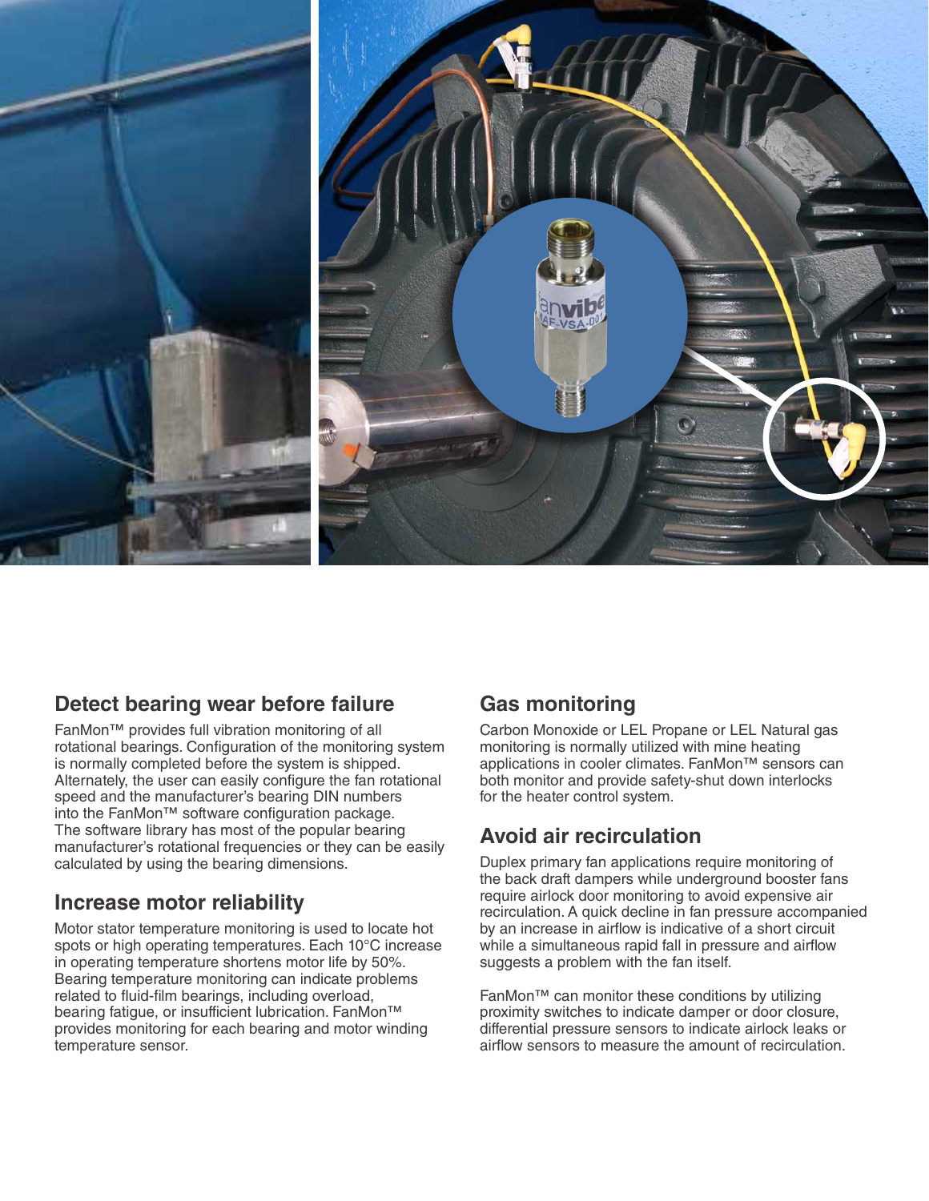## Detect bearing wear before failure

FanMon™ provides full vibration monitoring of all rotational bearings. Configuration of the monitoring system is normally completed before the system is shipped. Alternately, the user can easily configure the fan rotational speed and the manufacturer's bearing DIN numbers into the FanMon™ software configuration package. The software library has most of the popular bearing manufacturer's rotational frequencies or they can be easily calculated by using the bearing dimensions.

## Increase motor reliability

Motor stator temperature monitoring is used to locate hot spots or high operating temperatures. Each 10°C increase in operating temperature shortens motor life by 50%. Bearing temperature monitoring can indicate problems related to fluid-film bearings, including overload, bearing fatigue, or insufficient lubrication. FanMon™ provides monitoring for each bearing and motor winding temperature sensor.

## Gas monitoring

Carbon Monoxide or LEL Propane or LEL Natural gas monitoring is normally utilized with mine heating applications in cooler climates. FanMon™ sensors can both monitor and provide safety-shut down interlocks for the heater control system.

## Avoid air recirculation

Duplex primary fan applications require monitoring of the back draft dampers while underground booster fans require airlock door monitoring to avoid expensive air recirculation. A quick decline in fan pressure accompanied by an increase in airflow is indicative of a short circuit while a simultaneous rapid fall in pressure and airflow suggests a problem with the fan itself.

FanMon™ can monitor these conditions by utilizing proximity switches to indicate damper or door closure, differential pressure sensors to indicate airlock leaks or airflow sensors to measure the amount of recirculation.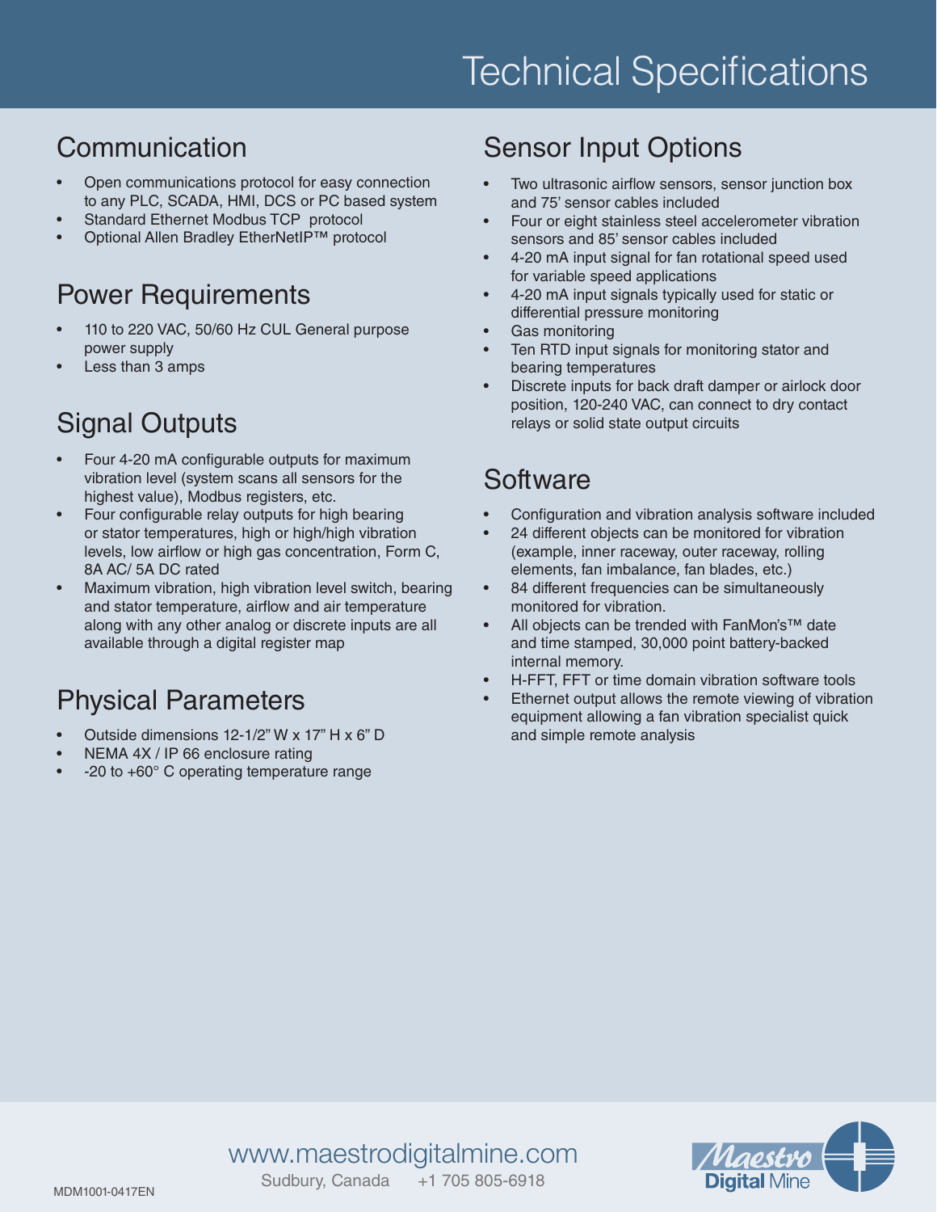# Technical Specifications

## Communication

- Open communications protocol for easy connection to any PLC, SCADA, HMI, DCS or PC based system
- Standard Ethernet Modbus TCP protocol
- Optional Allen Bradley EtherNetIP™ protocol

## Power Requirements

- 110 to 220 VAC, 50/60 Hz CUL General purpose power supply
- Less than 3 amps

## Signal Outputs

- Four 4-20 mA configurable outputs for maximum vibration level (system scans all sensors for the highest value), Modbus registers, etc.
- Four configurable relay outputs for high bearing or stator temperatures, high or high/high vibration levels, low airflow or high gas concentration, Form C, 8A AC/ 5A DC rated
- Maximum vibration, high vibration level switch, bearing and stator temperature, airflow and air temperature along with any other analog or discrete inputs are all available through a digital register map

## Physical Parameters

- Outside dimensions 12-1/2" W x 17" H x 6" D
- NEMA 4X / IP 66 enclosure rating
- -20 to +60° C operating temperature range

## Sensor Input Options

- Two ultrasonic airflow sensors, sensor junction box and 75' sensor cables included
- Four or eight stainless steel accelerometer vibration sensors and 85' sensor cables included
- 4-20 mA input signal for fan rotational speed used for variable speed applications
- 4-20 mA input signals typically used for static or differential pressure monitoring
- Gas monitoring
- Ten RTD input signals for monitoring stator and bearing temperatures
- Discrete inputs for back draft damper or airlock door position, 120-240 VAC, can connect to dry contact relays or solid state output circuits

## Software

- Configuration and vibration analysis software included
- 24 different objects can be monitored for vibration (example, inner raceway, outer raceway, rolling elements, fan imbalance, fan blades, etc.)
- 84 different frequencies can be simultaneously monitored for vibration.
- All objects can be trended with FanMon's™ date and time stamped, 30,000 point battery-backed internal memory.
- H-FFT, FFT or time domain vibration software tools
- Ethernet output allows the remote viewing of vibration equipment allowing a fan vibration specialist quick and simple remote analysis

www.maestrodigitalmine.com

Sudbury, Canada +1 705 805-6918

MDM1001-0417EN

Maestro Digital Mine